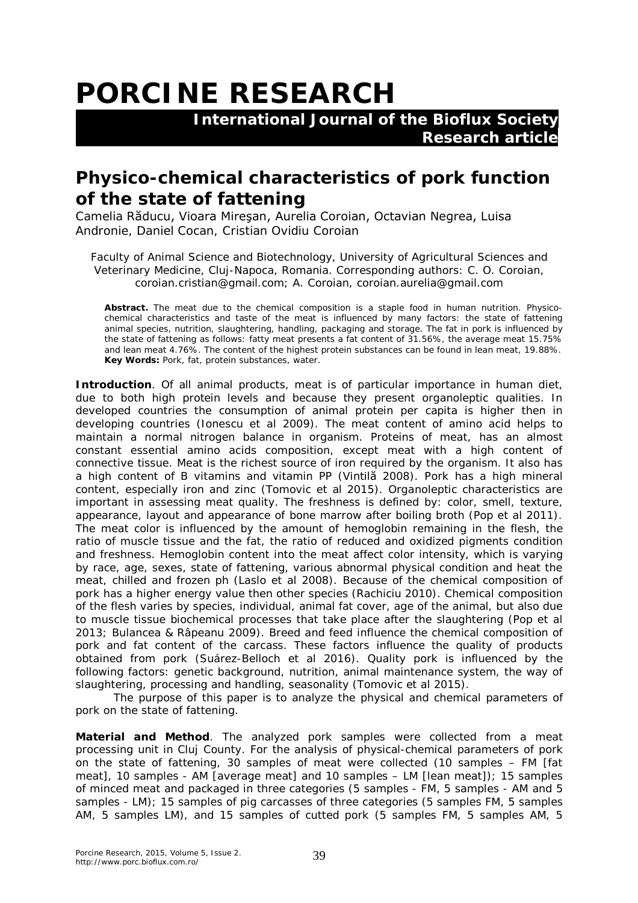# PORCINE RESEARCH

**International Journal of the Bioflux Society**
**Research article**

## Physico-chemical characteristics of pork function of the state of fattening

Camelia Răducu, Vioara Mireşan, Aurelia Coroian, Octavian Negrea, Luisa Andronie, Daniel Cocan, Cristian Ovidiu Coroian

Faculty of Animal Science and Biotechnology, University of Agricultural Sciences and Veterinary Medicine, Cluj-Napoca, Romania. Corresponding authors: C. O. Coroian, coroian.cristian@gmail.com; A. Coroian, coroian.aurelia@gmail.com

**Abstract.** The meat due to the chemical composition is a staple food in human nutrition. Physico-chemical characteristics and taste of the meat is influenced by many factors: the state of fattening animal species, nutrition, slaughtering, handling, packaging and storage. The fat in pork is influenced by the state of fattening as follows: fatty meat presents a fat content of 31.56%, the average meat 15.75% and lean meat 4.76%. The content of the highest protein substances can be found in lean meat, 19.88%.
**Key Words:** Pork, fat, protein substances, water.

**Introduction**. Of all animal products, meat is of particular importance in human diet, due to both high protein levels and because they present organoleptic qualities. In developed countries the consumption of animal protein per capita is higher then in developing countries (Ionescu et al 2009). The meat content of amino acid helps to maintain a normal nitrogen balance in organism. Proteins of meat, has an almost constant essential amino acids composition, except meat with a high content of connective tissue. Meat is the richest source of iron required by the organism. It also has a high content of B vitamins and vitamin PP (Vintilă 2008). Pork has a high mineral content, especially iron and zinc (Tomovic et al 2015). Organoleptic characteristics are important in assessing meat quality. The freshness is defined by: color, smell, texture, appearance, layout and appearance of bone marrow after boiling broth (Pop et al 2011). The meat color is influenced by the amount of hemoglobin remaining in the flesh, the ratio of muscle tissue and the fat, the ratio of reduced and oxidized pigments condition and freshness. Hemoglobin content into the meat affect color intensity, which is varying by race, age, sexes, state of fattening, various abnormal physical condition and heat the meat, chilled and frozen ph (Laslo et al 2008). Because of the chemical composition of pork has a higher energy value then other species (Rachiciu 2010). Chemical composition of the flesh varies by species, individual, animal fat cover, age of the animal, but also due to muscle tissue biochemical processes that take place after the slaughtering (Pop et al 2013; Bulancea & Râpeanu 2009). Breed and feed influence the chemical composition of pork and fat content of the carcass. These factors influence the quality of products obtained from pork (Suárez-Belloch et al 2016). Quality pork is influenced by the following factors: genetic background, nutrition, animal maintenance system, the way of slaughtering, processing and handling, seasonality (Tomovic et al 2015).

The purpose of this paper is to analyze the physical and chemical parameters of pork on the state of fattening.

**Material and Method**. The analyzed pork samples were collected from a meat processing unit in Cluj County. For the analysis of physical-chemical parameters of pork on the state of fattening, 30 samples of meat were collected (10 samples – FM [fat meat], 10 samples - AM [average meat] and 10 samples – LM [lean meat]); 15 samples of minced meat and packaged in three categories (5 samples - FM, 5 samples - AM and 5 samples - LM); 15 samples of pig carcasses of three categories (5 samples FM, 5 samples AM, 5 samples LM), and 15 samples of cutted pork (5 samples FM, 5 samples AM, 5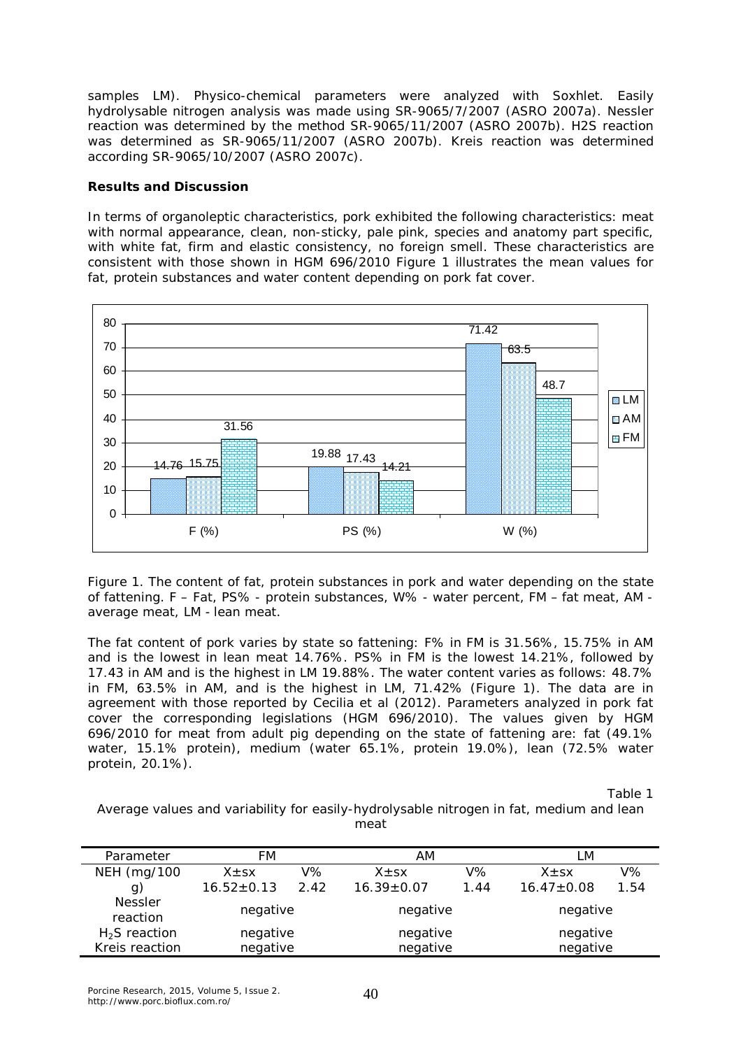samples LM). Physico-chemical parameters were analyzed with Soxhlet. Easily hydrolysable nitrogen analysis was made using SR-9065/7/2007 (ASRO 2007a). Nessler reaction was determined by the method SR-9065/11/2007 (ASRO 2007b). H2S reaction was determined as SR-9065/11/2007 (ASRO 2007b). Kreis reaction was determined according SR-9065/10/2007 (ASRO 2007c).

**Results and Discussion**

In terms of organoleptic characteristics, pork exhibited the following characteristics: meat with normal appearance, clean, non-sticky, pale pink, species and anatomy part specific, with white fat, firm and elastic consistency, no foreign smell. These characteristics are consistent with those shown in HGM 696/2010 Figure 1 illustrates the mean values for fat, protein substances and water content depending on pork fat cover.

Figure 1. The content of fat, protein substances in pork and water depending on the state of fattening. F – Fat, PS% - protein substances, W% - water percent, FM – fat meat, AM - average meat, LM - lean meat.

The fat content of pork varies by state so fattening: F% in FM is 31.56%, 15.75% in AM and is the lowest in lean meat 14.76%. PS% in FM is the lowest 14.21%, followed by 17.43 in AM and is the highest in LM 19.88%. The water content varies as follows: 48.7% in FM, 63.5% in AM, and is the highest in LM, 71.42% (Figure 1). The data are in agreement with those reported by Cecilia et al (2012). Parameters analyzed in pork fat cover the corresponding legislations (HGM 696/2010). The values given by HGM 696/2010 for meat from adult pig depending on the state of fattening are: fat (49.1% water, 15.1% protein), medium (water 65.1%, protein 19.0%), lean (72.5% water protein, 20.1%).

Table 1

Average values and variability for easily-hydrolysable nitrogen in fat, medium and lean meat

| Parameter | FM | | AM | | LM | |
|---|---|---|---|---|---|---|
| NEH (mg/100 g) | $X \pm sx$ | V% | $X \pm sx$ | V% | $X \pm sx$ | V% |
| | $16.52 \pm 0.13$ | 2.42 | $16.39 \pm 0.07$ | 1.44 | $16.47 \pm 0.08$ | 1.54 |
| Nessler reaction | negative | | negative | | negative | |
| $H_2S$ reaction | negative | | negative | | negative | |
| Kreis reaction | negative | | negative | | negative | |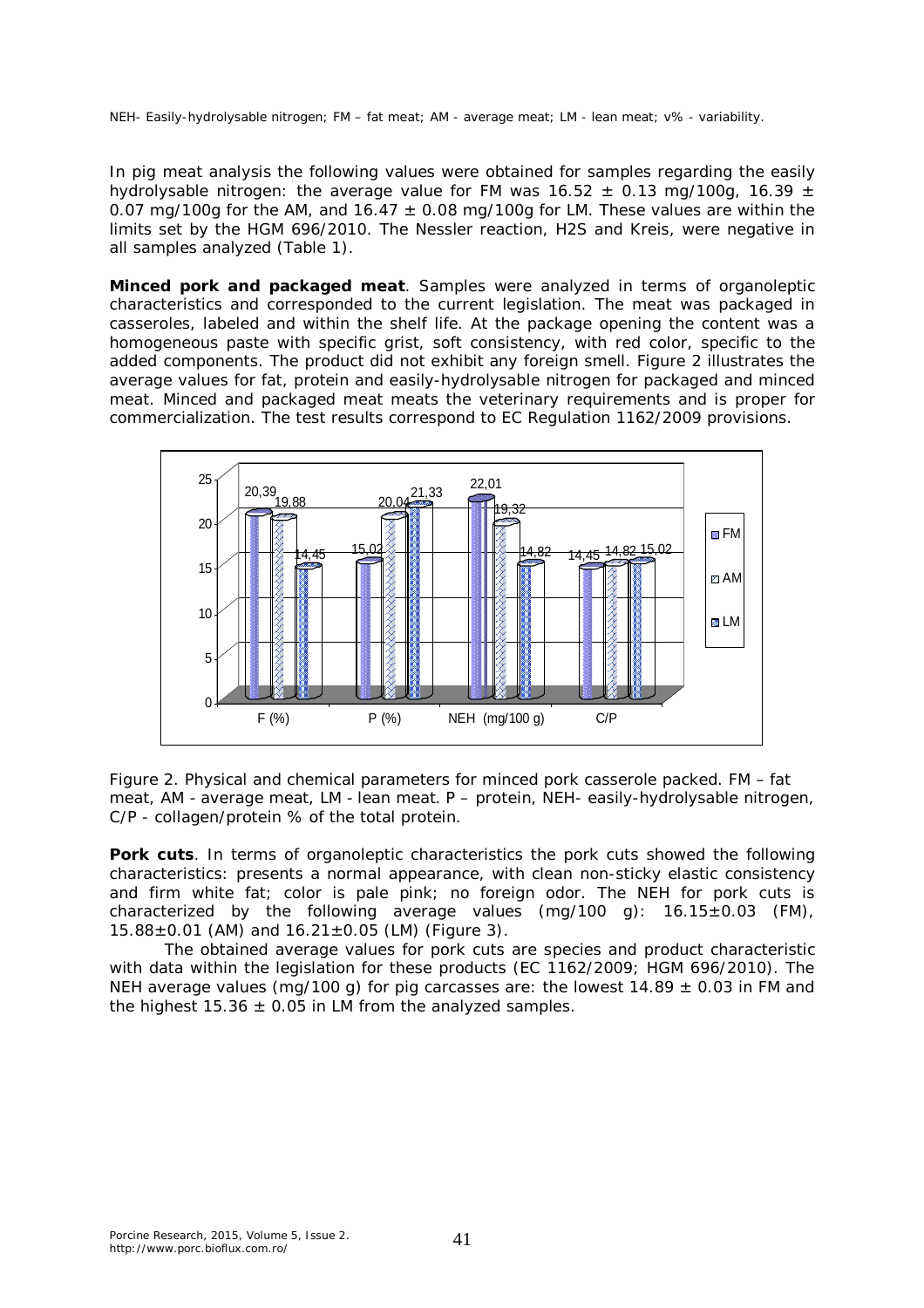NEH- Easily-hydrolysable nitrogen; FM – fat meat; AM - average meat; LM - lean meat; v% - variability.

In pig meat analysis the following values were obtained for samples regarding the easily hydrolysable nitrogen: the average value for FM was 16.52 ± 0.13 mg/100g, 16.39 ± 0.07 mg/100g for the AM, and 16.47 ± 0.08 mg/100g for LM. These values are within the limits set by the HGM 696/2010. The Nessler reaction, $H_2S$ and Kreis, were negative in all samples analyzed (Table 1).

**Minced pork and packaged meat**. Samples were analyzed in terms of organoleptic characteristics and corresponded to the current legislation. The meat was packaged in casseroles, labeled and within the shelf life. At the package opening the content was a homogeneous paste with specific grist, soft consistency, with red color, specific to the added components. The product did not exhibit any foreign smell. Figure 2 illustrates the average values for fat, protein and easily-hydrolysable nitrogen for packaged and minced meat. Minced and packaged meat meats the veterinary requirements and is proper for commercialization. The test results correspond to EC Regulation 1162/2009 provisions.

Figure 2. Physical and chemical parameters for minced pork casserole packed. FM – fat meat, AM - average meat, LM - lean meat. P – protein, NEH- easily-hydrolysable nitrogen, C/P - collagen/protein % of the total protein.

**Pork cuts**. In terms of organoleptic characteristics the pork cuts showed the following characteristics: presents a normal appearance, with clean non-sticky elastic consistency and firm white fat; color is pale pink; no foreign odor. The NEH for pork cuts is characterized by the following average values (mg/100 g): 16.15±0.03 (FM), 15.88±0.01 (AM) and 16.21±0.05 (LM) (Figure 3).

The obtained average values for pork cuts are species and product characteristic with data within the legislation for these products (EC 1162/2009; HGM 696/2010). The NEH average values (mg/100 g) for pig carcasses are: the lowest 14.89 ± 0.03 in FM and the highest 15.36 ± 0.05 in LM from the analyzed samples.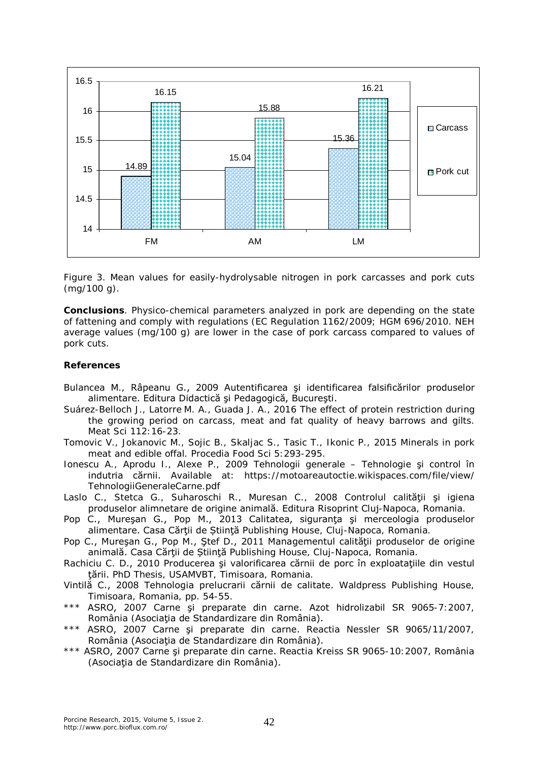Figure 3. Mean values for easily-hydrolysable nitrogen in pork carcasses and pork cuts (mg/100 g).

**Conclusions**. Physico-chemical parameters analyzed in pork are depending on the state of fattening and comply with regulations (EC Regulation 1162/2009; HGM 696/2010. NEH average values (mg/100 g) are lower in the case of pork carcass compared to values of pork cuts.

**References**

Bulancea M., Râpeanu G., 2009 Autentificarea şi identificarea falsificărilor produselor alimentare. Editura Didactică şi Pedagogică, Bucureşti.

Suárez-Belloch J., Latorre M. A., Guada J. A., 2016 The effect of protein restriction during the growing period on carcass, meat and fat quality of heavy barrows and gilts. Meat Sci 112:16-23.

Tomovic V., Jokanovic M., Sojic B., Skaljac S., Tasic T., Ikonic P., 2015 Minerals in pork meat and edible offal. Procedia Food Sci 5:293-295.

Ionescu A., Aprodu I., Alexe P., 2009 Tehnologii generale – Tehnologie şi control în indutria cărnii. Available at: https://motoareautoctie.wikispaces.com/file/view/TehnologiiGeneraleCarne.pdf

Laslo C., Stetca G., Suharoschi R., Muresan C., 2008 Controlul calităţii şi igiena produselor alimnetare de origine animală. Editura Risoprint Cluj-Napoca, Romania.

Pop C., Mureşan G., Pop M., 2013 Calitatea, siguranţa şi merceologia produselor alimentare. Casa Cărţii de Ştiinţă Publishing House, Cluj-Napoca, Romania.

Pop C., Mureşan G., Pop M., Ştef D., 2011 Managementul calităţii produselor de origine animală. Casa Cărţii de Ştiinţă Publishing House, Cluj-Napoca, Romania.

Rachiciu C. D., 2010 Producerea şi valorificarea cărnii de porc în exploataţiile din vestul ţării. PhD Thesis, USAMVBT, Timisoara, Romania.

Vintilă C., 2008 Tehnologia prelucrarii cărnii de calitate. Waldpress Publishing House, Timisoara, Romania, pp. 54-55.

*** ASRO, 2007 Carne şi preparate din carne. Azot hidrolizabil SR 9065-7:2007, România (Asociaţia de Standardizare din România).

*** ASRO, 2007 Carne şi preparate din carne. Reactia Nessler SR 9065/11/2007, România (Asociaţia de Standardizare din România).

*** ASRO, 2007 Carne şi preparate din carne. Reactia Kreiss SR 9065-10:2007, România (Asociaţia de Standardizare din România).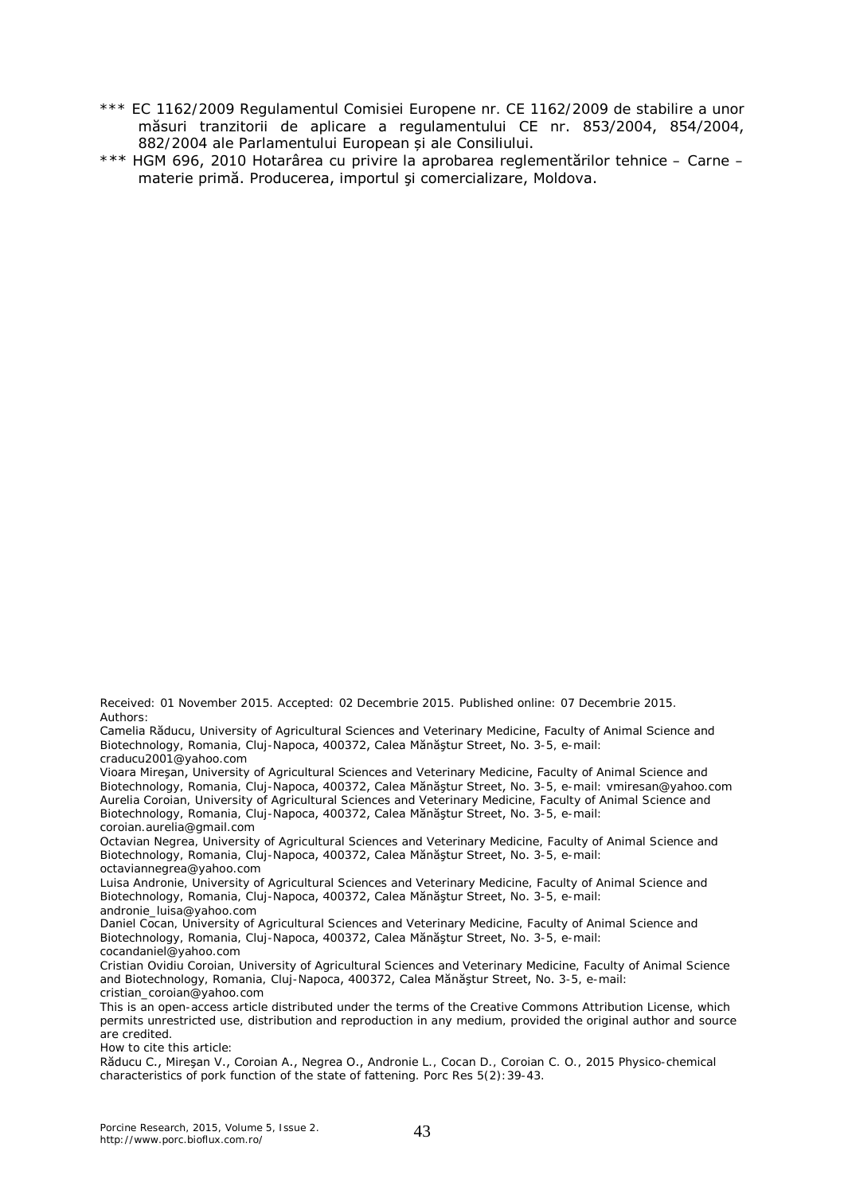*** EC 1162/2009 Regulamentul Comisiei Europene nr. CE 1162/2009 de stabilire a unor măsuri tranzitorii de aplicare a regulamentului CE nr. 853/2004, 854/2004, 882/2004 ale Parlamentului European și ale Consiliului.

*** HGM 696, 2010 Hotarârea cu privire la aprobarea reglementărilor tehnice – Carne – materie primă. Producerea, importul şi comercializare, Moldova.

Received: 01 November 2015. Accepted: 02 Decembrie 2015. Published online: 07 Decembrie 2015.

Authors:

Camelia Răducu, University of Agricultural Sciences and Veterinary Medicine, Faculty of Animal Science and Biotechnology, Romania, Cluj-Napoca, 400372, Calea Mănăştur Street, No. 3-5, e-mail: craducu2001@yahoo.com

Vioara Mireşan, University of Agricultural Sciences and Veterinary Medicine, Faculty of Animal Science and Biotechnology, Romania, Cluj-Napoca, 400372, Calea Mănăştur Street, No. 3-5, e-mail: vmiresan@yahoo.com

Aurelia Coroian, University of Agricultural Sciences and Veterinary Medicine, Faculty of Animal Science and Biotechnology, Romania, Cluj-Napoca, 400372, Calea Mănăştur Street, No. 3-5, e-mail: coroian.aurelia@gmail.com

Octavian Negrea, University of Agricultural Sciences and Veterinary Medicine, Faculty of Animal Science and Biotechnology, Romania, Cluj-Napoca, 400372, Calea Mănăştur Street, No. 3-5, e-mail: octaviannegrea@yahoo.com

Luisa Andronie, University of Agricultural Sciences and Veterinary Medicine, Faculty of Animal Science and Biotechnology, Romania, Cluj-Napoca, 400372, Calea Mănăştur Street, No. 3-5, e-mail: andronie_luisa@yahoo.com

Daniel Cocan, University of Agricultural Sciences and Veterinary Medicine, Faculty of Animal Science and Biotechnology, Romania, Cluj-Napoca, 400372, Calea Mănăştur Street, No. 3-5, e-mail: cocandaniel@yahoo.com

Cristian Ovidiu Coroian, University of Agricultural Sciences and Veterinary Medicine, Faculty of Animal Science and Biotechnology, Romania, Cluj-Napoca, 400372, Calea Mănăştur Street, No. 3-5, e-mail: cristian_coroian@yahoo.com

This is an open-access article distributed under the terms of the Creative Commons Attribution License, which permits unrestricted use, distribution and reproduction in any medium, provided the original author and source are credited.

How to cite this article:

Răducu C., Mireşan V., Coroian A., Negrea O., Andronie L., Cocan D., Coroian C. O., 2015 Physico-chemical characteristics of pork function of the state of fattening. Porc Res 5(2):39-43.